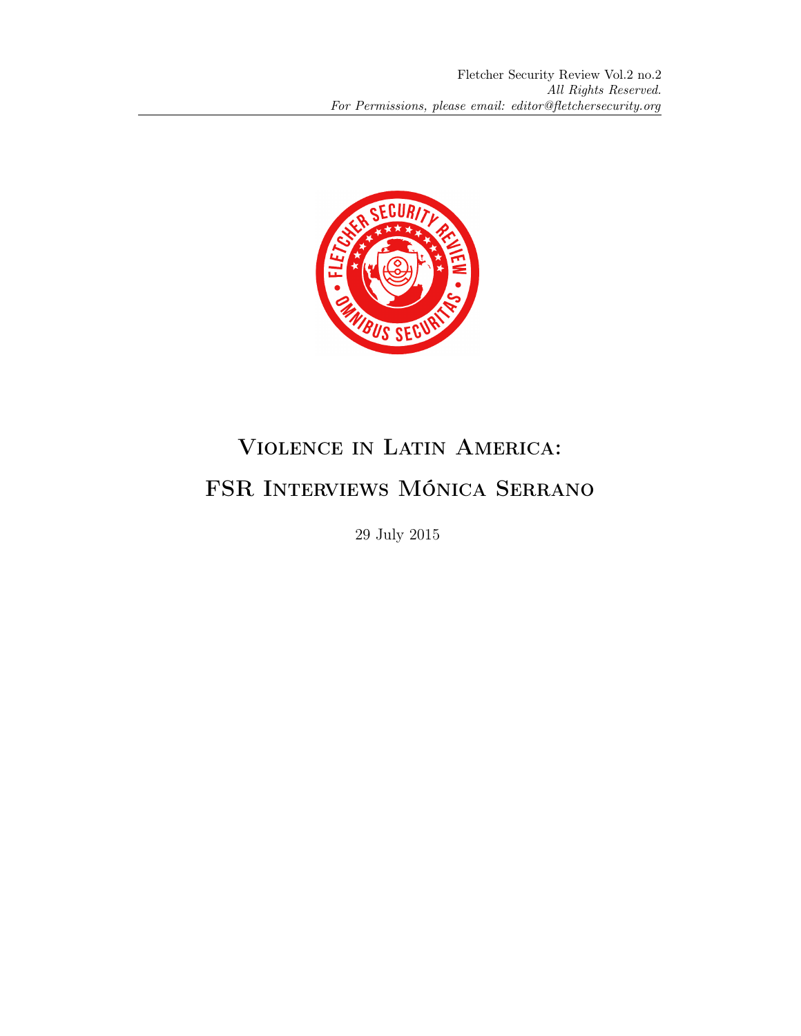# Violence in Latin America: FSR Interviews Mónica Serrano

29 July 2015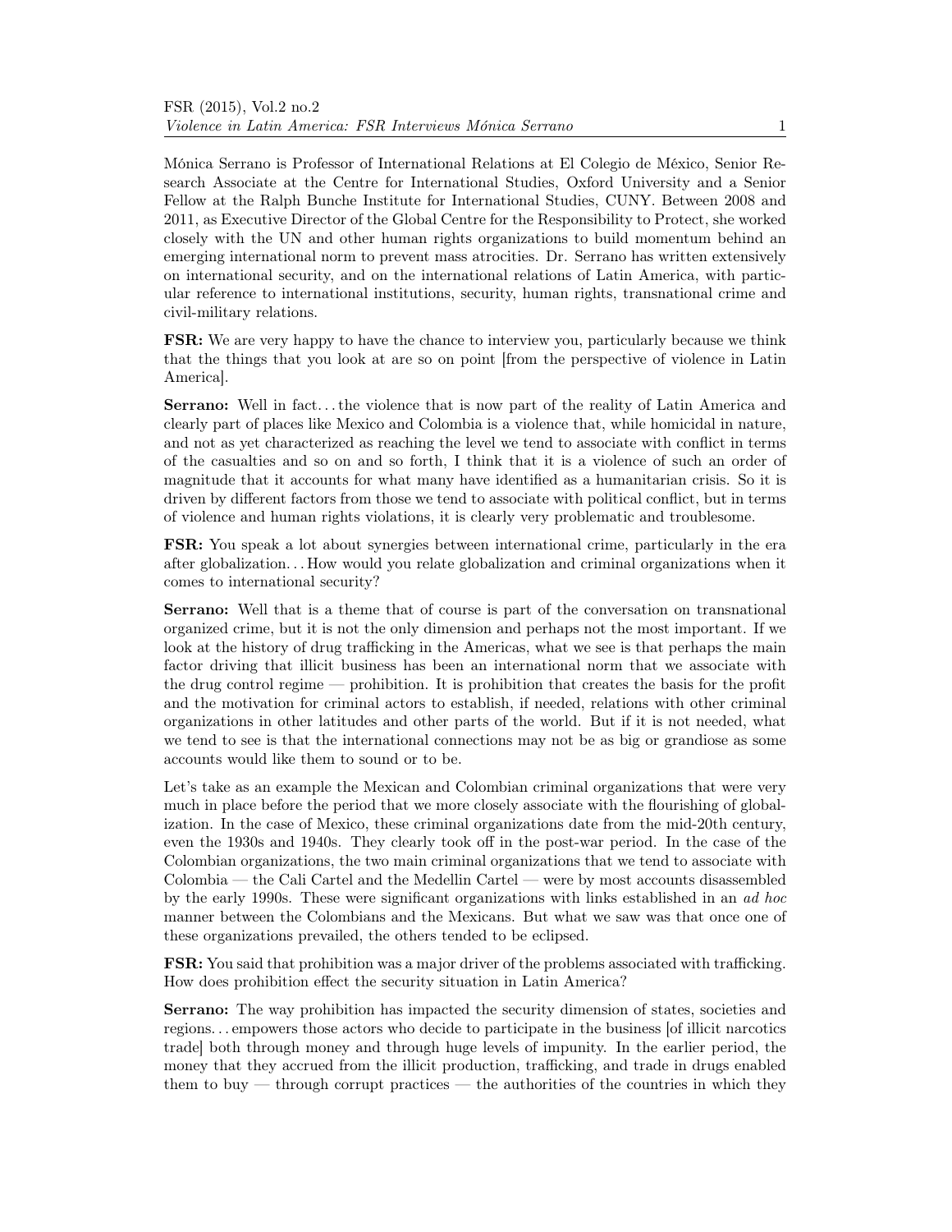Mónica Serrano is Professor of International Relations at El Colegio de México, Senior Research Associate at the Centre for International Studies, Oxford University and a Senior Fellow at the Ralph Bunche Institute for International Studies, CUNY. Between 2008 and 2011, as Executive Director of the Global Centre for the Responsibility to Protect, she worked closely with the UN and other human rights organizations to build momentum behind an emerging international norm to prevent mass atrocities. Dr. Serrano has written extensively on international security, and on the international relations of Latin America, with particular reference to international institutions, security, human rights, transnational crime and civil-military relations.

**FSR:** We are very happy to have the chance to interview you, particularly because we think that the things that you look at are so on point [from the perspective of violence in Latin America].

**Serrano:** Well in fact. . . the violence that is now part of the reality of Latin America and clearly part of places like Mexico and Colombia is a violence that, while homicidal in nature, and not as yet characterized as reaching the level we tend to associate with conflict in terms of the casualties and so on and so forth, I think that it is a violence of such an order of magnitude that it accounts for what many have identified as a humanitarian crisis. So it is driven by different factors from those we tend to associate with political conflict, but in terms of violence and human rights violations, it is clearly very problematic and troublesome.

**FSR:** You speak a lot about synergies between international crime, particularly in the era after globalization. . . How would you relate globalization and criminal organizations when it comes to international security?

**Serrano:** Well that is a theme that of course is part of the conversation on transnational organized crime, but it is not the only dimension and perhaps not the most important. If we look at the history of drug trafficking in the Americas, what we see is that perhaps the main factor driving that illicit business has been an international norm that we associate with the drug control regime — prohibition. It is prohibition that creates the basis for the profit and the motivation for criminal actors to establish, if needed, relations with other criminal organizations in other latitudes and other parts of the world. But if it is not needed, what we tend to see is that the international connections may not be as big or grandiose as some accounts would like them to sound or to be.

Let's take as an example the Mexican and Colombian criminal organizations that were very much in place before the period that we more closely associate with the flourishing of globalization. In the case of Mexico, these criminal organizations date from the mid-20th century, even the 1930s and 1940s. They clearly took off in the post-war period. In the case of the Colombian organizations, the two main criminal organizations that we tend to associate with Colombia — the Cali Cartel and the Medellin Cartel — were by most accounts disassembled by the early 1990s. These were significant organizations with links established in an *ad hoc* manner between the Colombians and the Mexicans. But what we saw was that once one of these organizations prevailed, the others tended to be eclipsed.

**FSR:** You said that prohibition was a major driver of the problems associated with trafficking. How does prohibition effect the security situation in Latin America?

**Serrano:** The way prohibition has impacted the security dimension of states, societies and regions. . . empowers those actors who decide to participate in the business [of illicit narcotics trade] both through money and through huge levels of impunity. In the earlier period, the money that they accrued from the illicit production, trafficking, and trade in drugs enabled them to buy — through corrupt practices — the authorities of the countries in which they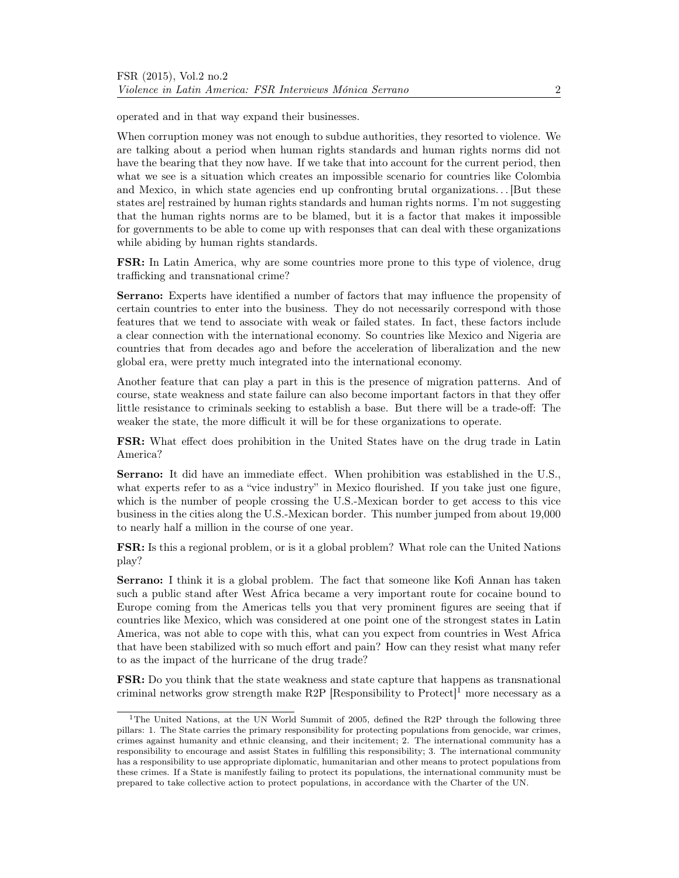operated and in that way expand their businesses.

When corruption money was not enough to subdue authorities, they resorted to violence. We are talking about a period when human rights standards and human rights norms did not have the bearing that they now have. If we take that into account for the current period, then what we see is a situation which creates an impossible scenario for countries like Colombia and Mexico, in which state agencies end up confronting brutal organizations. . . [But these states are] restrained by human rights standards and human rights norms. I'm not suggesting that the human rights norms are to be blamed, but it is a factor that makes it impossible for governments to be able to come up with responses that can deal with these organizations while abiding by human rights standards.

**FSR:** In Latin America, why are some countries more prone to this type of violence, drug trafficking and transnational crime?

**Serrano:** Experts have identified a number of factors that may influence the propensity of certain countries to enter into the business. They do not necessarily correspond with those features that we tend to associate with weak or failed states. In fact, these factors include a clear connection with the international economy. So countries like Mexico and Nigeria are countries that from decades ago and before the acceleration of liberalization and the new global era, were pretty much integrated into the international economy.

Another feature that can play a part in this is the presence of migration patterns. And of course, state weakness and state failure can also become important factors in that they offer little resistance to criminals seeking to establish a base. But there will be a trade-off: The weaker the state, the more difficult it will be for these organizations to operate.

**FSR:** What effect does prohibition in the United States have on the drug trade in Latin America?

**Serrano:** It did have an immediate effect. When prohibition was established in the U.S., what experts refer to as a "vice industry" in Mexico flourished. If you take just one figure, which is the number of people crossing the U.S.-Mexican border to get access to this vice business in the cities along the U.S.-Mexican border. This number jumped from about 19,000 to nearly half a million in the course of one year.

**FSR:** Is this a regional problem, or is it a global problem? What role can the United Nations play?

**Serrano:** I think it is a global problem. The fact that someone like Kofi Annan has taken such a public stand after West Africa became a very important route for cocaine bound to Europe coming from the Americas tells you that very prominent figures are seeing that if countries like Mexico, which was considered at one point one of the strongest states in Latin America, was not able to cope with this, what can you expect from countries in West Africa that have been stabilized with so much effort and pain? How can they resist what many refer to as the impact of the hurricane of the drug trade?

**FSR:** Do you think that the state weakness and state capture that happens as transnational criminal networks grow strength make R2P [Responsibility to Protect][1] more necessary as a

[1] The United Nations, at the UN World Summit of 2005, defined the R2P through the following three pillars: 1. The State carries the primary responsibility for protecting populations from genocide, war crimes, crimes against humanity and ethnic cleansing, and their incitement; 2. The international community has a responsibility to encourage and assist States in fulfilling this responsibility; 3. The international community has a responsibility to use appropriate diplomatic, humanitarian and other means to protect populations from these crimes. If a State is manifestly failing to protect its populations, the international community must be prepared to take collective action to protect populations, in accordance with the Charter of the UN.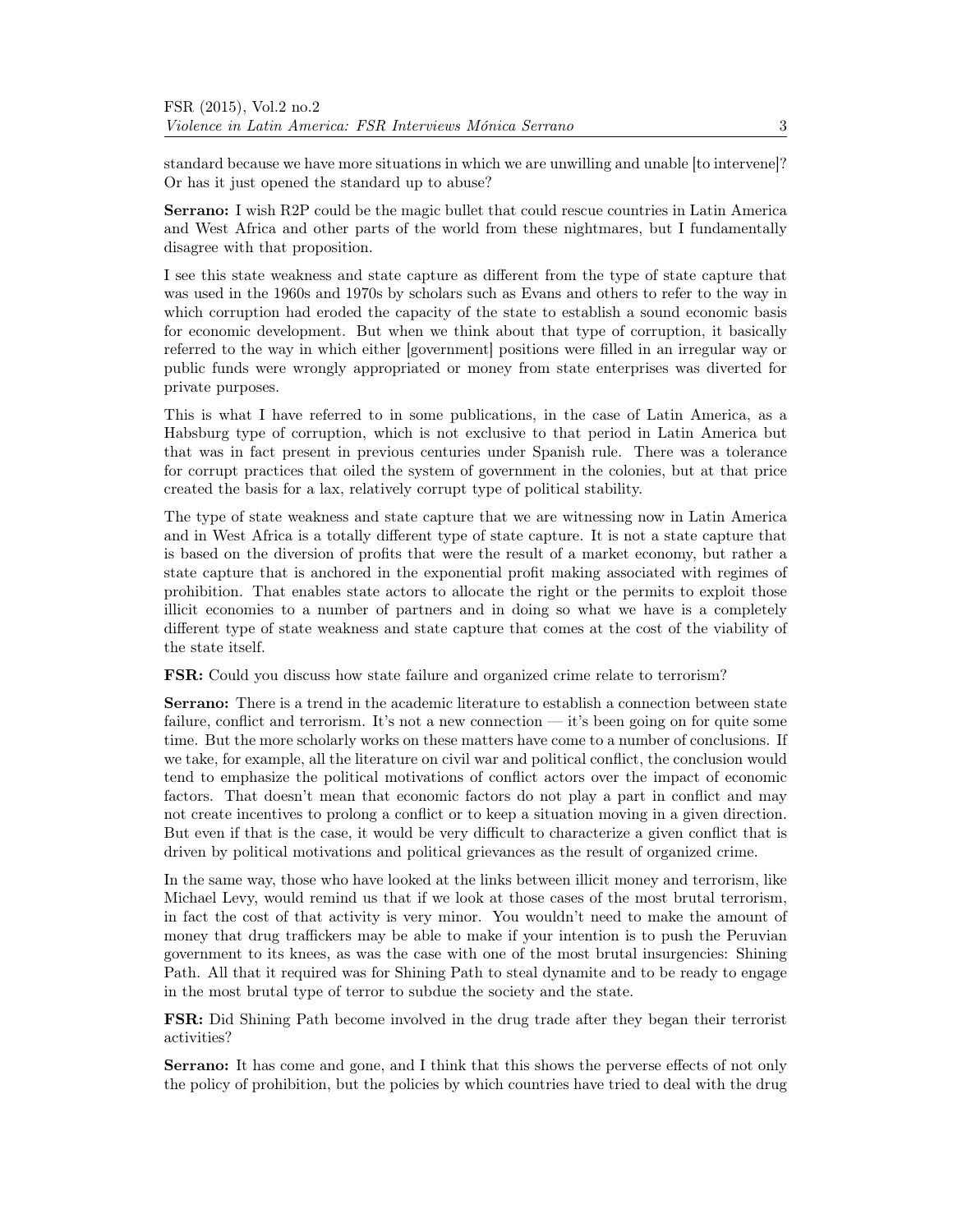standard because we have more situations in which we are unwilling and unable [to intervene]? Or has it just opened the standard up to abuse?

**Serrano:** I wish R2P could be the magic bullet that could rescue countries in Latin America and West Africa and other parts of the world from these nightmares, but I fundamentally disagree with that proposition.

I see this state weakness and state capture as different from the type of state capture that was used in the 1960s and 1970s by scholars such as Evans and others to refer to the way in which corruption had eroded the capacity of the state to establish a sound economic basis for economic development. But when we think about that type of corruption, it basically referred to the way in which either [government] positions were filled in an irregular way or public funds were wrongly appropriated or money from state enterprises was diverted for private purposes.

This is what I have referred to in some publications, in the case of Latin America, as a Habsburg type of corruption, which is not exclusive to that period in Latin America but that was in fact present in previous centuries under Spanish rule. There was a tolerance for corrupt practices that oiled the system of government in the colonies, but at that price created the basis for a lax, relatively corrupt type of political stability.

The type of state weakness and state capture that we are witnessing now in Latin America and in West Africa is a totally different type of state capture. It is not a state capture that is based on the diversion of profits that were the result of a market economy, but rather a state capture that is anchored in the exponential profit making associated with regimes of prohibition. That enables state actors to allocate the right or the permits to exploit those illicit economies to a number of partners and in doing so what we have is a completely different type of state weakness and state capture that comes at the cost of the viability of the state itself.

**FSR:** Could you discuss how state failure and organized crime relate to terrorism?

**Serrano:** There is a trend in the academic literature to establish a connection between state failure, conflict and terrorism. It's not a new connection — it's been going on for quite some time. But the more scholarly works on these matters have come to a number of conclusions. If we take, for example, all the literature on civil war and political conflict, the conclusion would tend to emphasize the political motivations of conflict actors over the impact of economic factors. That doesn't mean that economic factors do not play a part in conflict and may not create incentives to prolong a conflict or to keep a situation moving in a given direction. But even if that is the case, it would be very difficult to characterize a given conflict that is driven by political motivations and political grievances as the result of organized crime.

In the same way, those who have looked at the links between illicit money and terrorism, like Michael Levy, would remind us that if we look at those cases of the most brutal terrorism, in fact the cost of that activity is very minor. You wouldn't need to make the amount of money that drug traffickers may be able to make if your intention is to push the Peruvian government to its knees, as was the case with one of the most brutal insurgencies: Shining Path. All that it required was for Shining Path to steal dynamite and to be ready to engage in the most brutal type of terror to subdue the society and the state.

**FSR:** Did Shining Path become involved in the drug trade after they began their terrorist activities?

**Serrano:** It has come and gone, and I think that this shows the perverse effects of not only the policy of prohibition, but the policies by which countries have tried to deal with the drug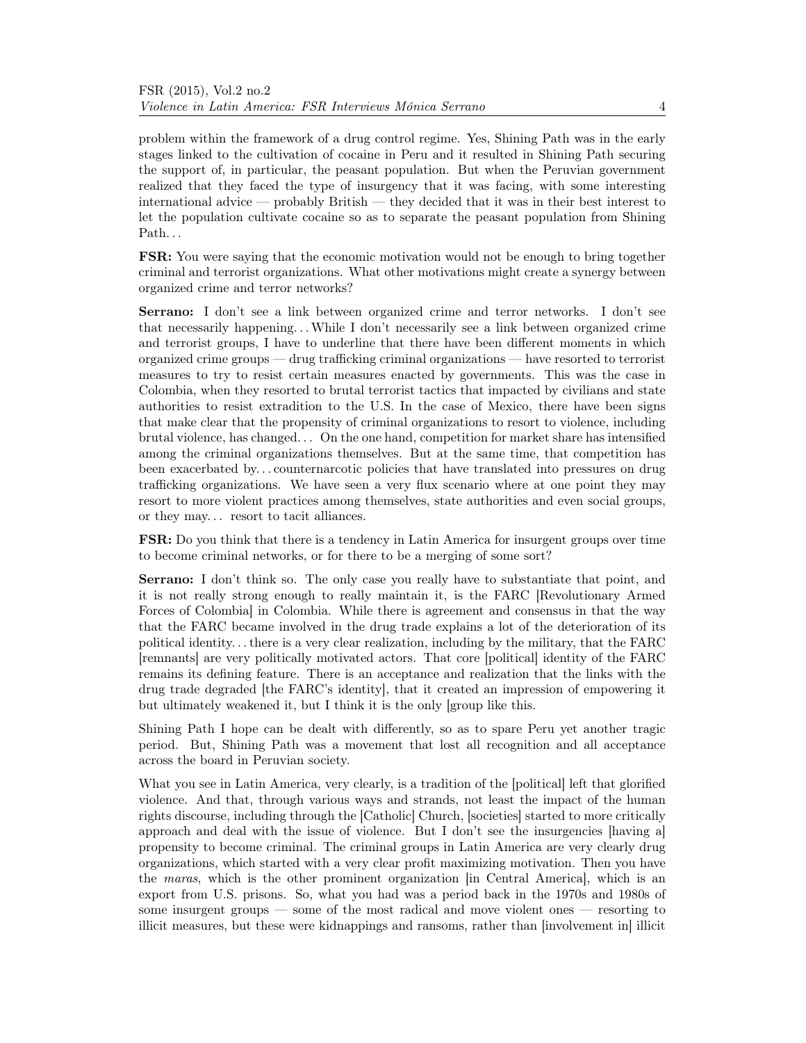problem within the framework of a drug control regime. Yes, Shining Path was in the early stages linked to the cultivation of cocaine in Peru and it resulted in Shining Path securing the support of, in particular, the peasant population. But when the Peruvian government realized that they faced the type of insurgency that it was facing, with some interesting international advice — probably British — they decided that it was in their best interest to let the population cultivate cocaine so as to separate the peasant population from Shining Path. . .

**FSR:** You were saying that the economic motivation would not be enough to bring together criminal and terrorist organizations. What other motivations might create a synergy between organized crime and terror networks?

**Serrano:** I don't see a link between organized crime and terror networks. I don't see that necessarily happening. . . While I don't necessarily see a link between organized crime and terrorist groups, I have to underline that there have been different moments in which organized crime groups — drug trafficking criminal organizations — have resorted to terrorist measures to try to resist certain measures enacted by governments. This was the case in Colombia, when they resorted to brutal terrorist tactics that impacted by civilians and state authorities to resist extradition to the U.S. In the case of Mexico, there have been signs that make clear that the propensity of criminal organizations to resort to violence, including brutal violence, has changed. . . On the one hand, competition for market share has intensified among the criminal organizations themselves. But at the same time, that competition has been exacerbated by. . . counternarcotic policies that have translated into pressures on drug trafficking organizations. We have seen a very flux scenario where at one point they may resort to more violent practices among themselves, state authorities and even social groups, or they may. . . resort to tacit alliances.

**FSR:** Do you think that there is a tendency in Latin America for insurgent groups over time to become criminal networks, or for there to be a merging of some sort?

**Serrano:** I don't think so. The only case you really have to substantiate that point, and it is not really strong enough to really maintain it, is the FARC [Revolutionary Armed Forces of Colombia] in Colombia. While there is agreement and consensus in that the way that the FARC became involved in the drug trade explains a lot of the deterioration of its political identity. . . there is a very clear realization, including by the military, that the FARC [remnants] are very politically motivated actors. That core [political] identity of the FARC remains its defining feature. There is an acceptance and realization that the links with the drug trade degraded [the FARC's identity], that it created an impression of empowering it but ultimately weakened it, but I think it is the only [group like this.

Shining Path I hope can be dealt with differently, so as to spare Peru yet another tragic period. But, Shining Path was a movement that lost all recognition and all acceptance across the board in Peruvian society.

What you see in Latin America, very clearly, is a tradition of the [political] left that glorified violence. And that, through various ways and strands, not least the impact of the human rights discourse, including through the [Catholic] Church, [societies] started to more critically approach and deal with the issue of violence. But I don't see the insurgencies [having a] propensity to become criminal. The criminal groups in Latin America are very clearly drug organizations, which started with a very clear profit maximizing motivation. Then you have the *maras*, which is the other prominent organization [in Central America], which is an export from U.S. prisons. So, what you had was a period back in the 1970s and 1980s of some insurgent groups — some of the most radical and move violent ones — resorting to illicit measures, but these were kidnappings and ransoms, rather than [involvement in] illicit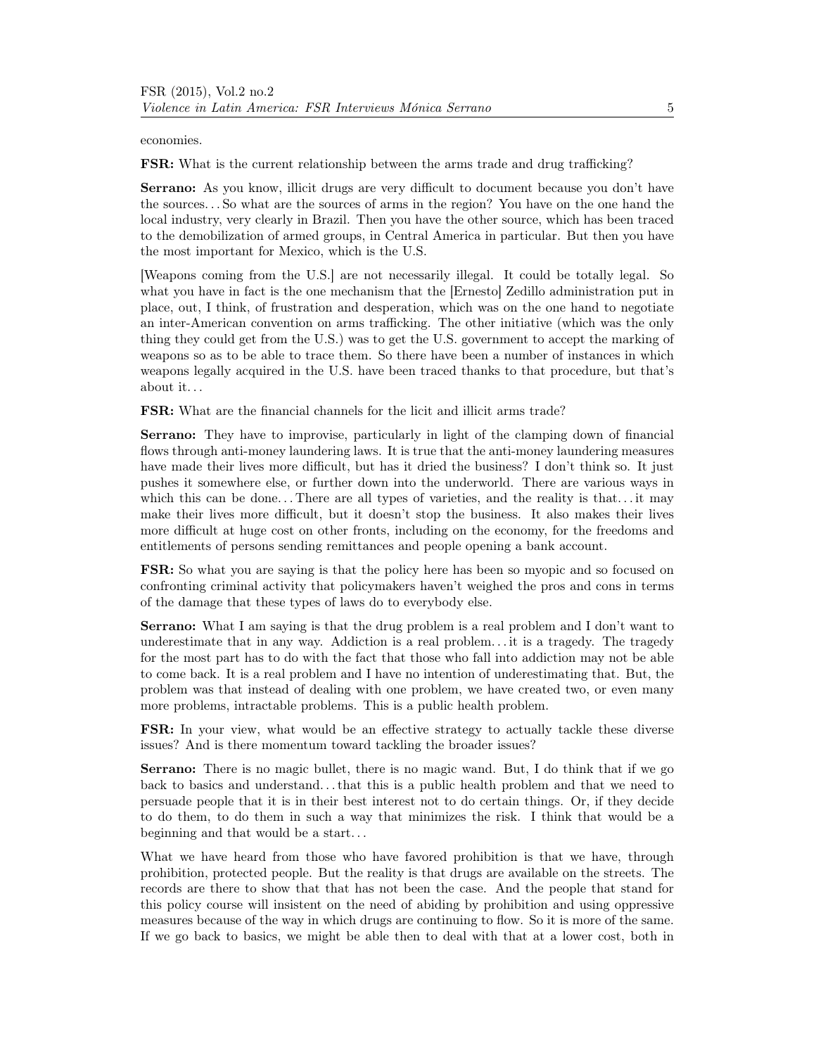economies.

**FSR:** What is the current relationship between the arms trade and drug trafficking?

**Serrano:** As you know, illicit drugs are very difficult to document because you don't have the sources… So what are the sources of arms in the region? You have on the one hand the local industry, very clearly in Brazil. Then you have the other source, which has been traced to the demobilization of armed groups, in Central America in particular. But then you have the most important for Mexico, which is the U.S.

[Weapons coming from the U.S.] are not necessarily illegal. It could be totally legal. So what you have in fact is the one mechanism that the [Ernesto] Zedillo administration put in place, out, I think, of frustration and desperation, which was on the one hand to negotiate an inter-American convention on arms trafficking. The other initiative (which was the only thing they could get from the U.S.) was to get the U.S. government to accept the marking of weapons so as to be able to trace them. So there have been a number of instances in which weapons legally acquired in the U.S. have been traced thanks to that procedure, but that's about it…

**FSR:** What are the financial channels for the licit and illicit arms trade?

**Serrano:** They have to improvise, particularly in light of the clamping down of financial flows through anti-money laundering laws. It is true that the anti-money laundering measures have made their lives more difficult, but has it dried the business? I don't think so. It just pushes it somewhere else, or further down into the underworld. There are various ways in which this can be done… There are all types of varieties, and the reality is that… it may make their lives more difficult, but it doesn't stop the business. It also makes their lives more difficult at huge cost on other fronts, including on the economy, for the freedoms and entitlements of persons sending remittances and people opening a bank account.

**FSR:** So what you are saying is that the policy here has been so myopic and so focused on confronting criminal activity that policymakers haven't weighed the pros and cons in terms of the damage that these types of laws do to everybody else.

**Serrano:** What I am saying is that the drug problem is a real problem and I don't want to underestimate that in any way. Addiction is a real problem… it is a tragedy. The tragedy for the most part has to do with the fact that those who fall into addiction may not be able to come back. It is a real problem and I have no intention of underestimating that. But, the problem was that instead of dealing with one problem, we have created two, or even many more problems, intractable problems. This is a public health problem.

**FSR:** In your view, what would be an effective strategy to actually tackle these diverse issues? And is there momentum toward tackling the broader issues?

**Serrano:** There is no magic bullet, there is no magic wand. But, I do think that if we go back to basics and understand… that this is a public health problem and that we need to persuade people that it is in their best interest not to do certain things. Or, if they decide to do them, to do them in such a way that minimizes the risk. I think that would be a beginning and that would be a start…

What we have heard from those who have favored prohibition is that we have, through prohibition, protected people. But the reality is that drugs are available on the streets. The records are there to show that that has not been the case. And the people that stand for this policy course will insistent on the need of abiding by prohibition and using oppressive measures because of the way in which drugs are continuing to flow. So it is more of the same. If we go back to basics, we might be able then to deal with that at a lower cost, both in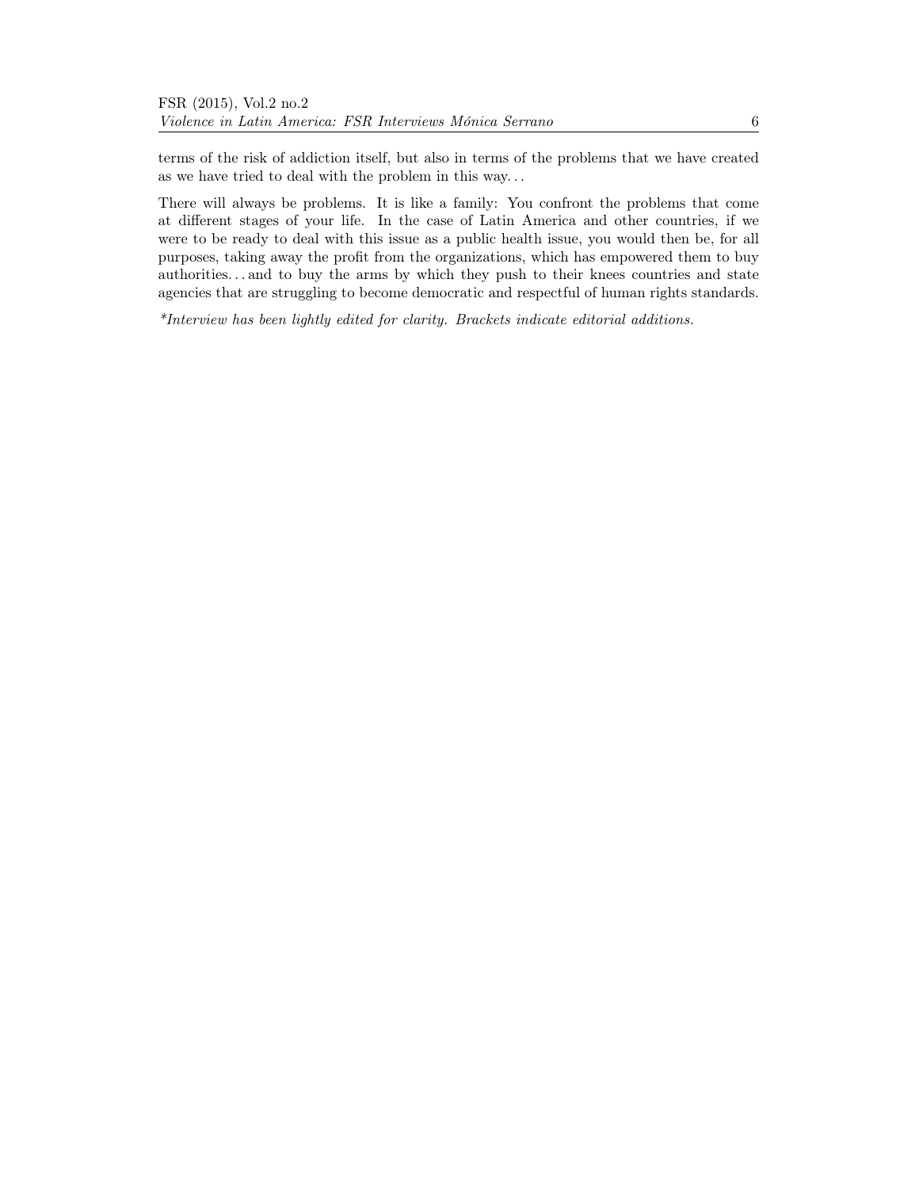terms of the risk of addiction itself, but also in terms of the problems that we have created as we have tried to deal with the problem in this way. . .

There will always be problems. It is like a family: You confront the problems that come at different stages of your life. In the case of Latin America and other countries, if we were to be ready to deal with this issue as a public health issue, you would then be, for all purposes, taking away the profit from the organizations, which has empowered them to buy authorities. . . and to buy the arms by which they push to their knees countries and state agencies that are struggling to become democratic and respectful of human rights standards.

*\*Interview has been lightly edited for clarity. Brackets indicate editorial additions.*